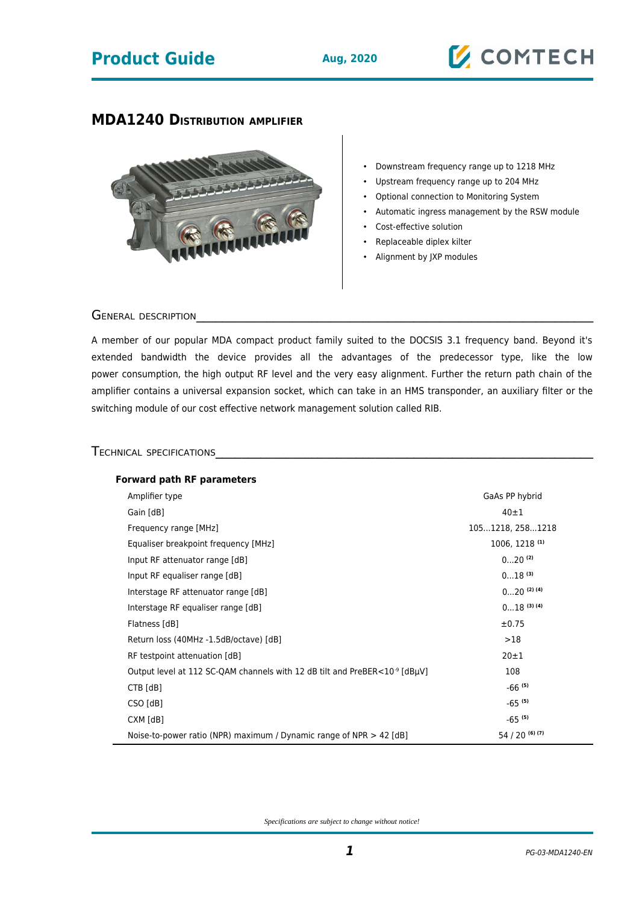# MDA1240 Distribution amplifier

- Downstream frequency range up to 1218 MHz
- Upstream frequency range up to 204 MHz
- Optional connection to Monitoring System
- Automatic ingress management by the RSW module
- Cost-effective solution
- Replaceable diplex kilter
- Alignment by JXP modules

## General description

A member of our popular MDA compact product family suited to the DOCSIS 3.1 frequency band. Beyond it's extended bandwidth the device provides all the advantages of the predecessor type, like the low power consumption, the high output RF level and the very easy alignment. Further the return path chain of the amplifier contains a universal expansion socket, which can take in an HMS transponder, an auxiliary filter or the switching module of our cost effective network management solution called RIB.

## Technical specifications

**Forward path RF parameters**

| | |
|---|---|
| Amplifier type | GaAs PP hybrid |
| Gain [dB] | 40±1 |
| Frequency range [MHz] | 105...1218, 258...1218 |
| Equaliser breakpoint frequency [MHz] | 1006, 1218 (1) |
| Input RF attenuator range [dB] | 0...20 (2) |
| Input RF equaliser range [dB] | 0...18 (3) |
| Interstage RF attenuator range [dB] | 0...20 (2) (4) |
| Interstage RF equaliser range [dB] | 0...18 (3) (4) |
| Flatness [dB] | ±0.75 |
| Return loss (40MHz -1.5dB/octave) [dB] | >18 |
| RF testpoint attenuation [dB] | 20±1 |
| Output level at 112 SC-QAM channels with 12 dB tilt and PreBER<$10^{-9}$ [dBµV] | 108 |
| CTB [dB] | -66 (5) |
| CSO [dB] | -65 (5) |
| CXM [dB] | -65 (5) |
| Noise-to-power ratio (NPR) maximum / Dynamic range of NPR > 42 [dB] | 54 / 20 (6) (7) |

*Specifications are subject to change without notice!*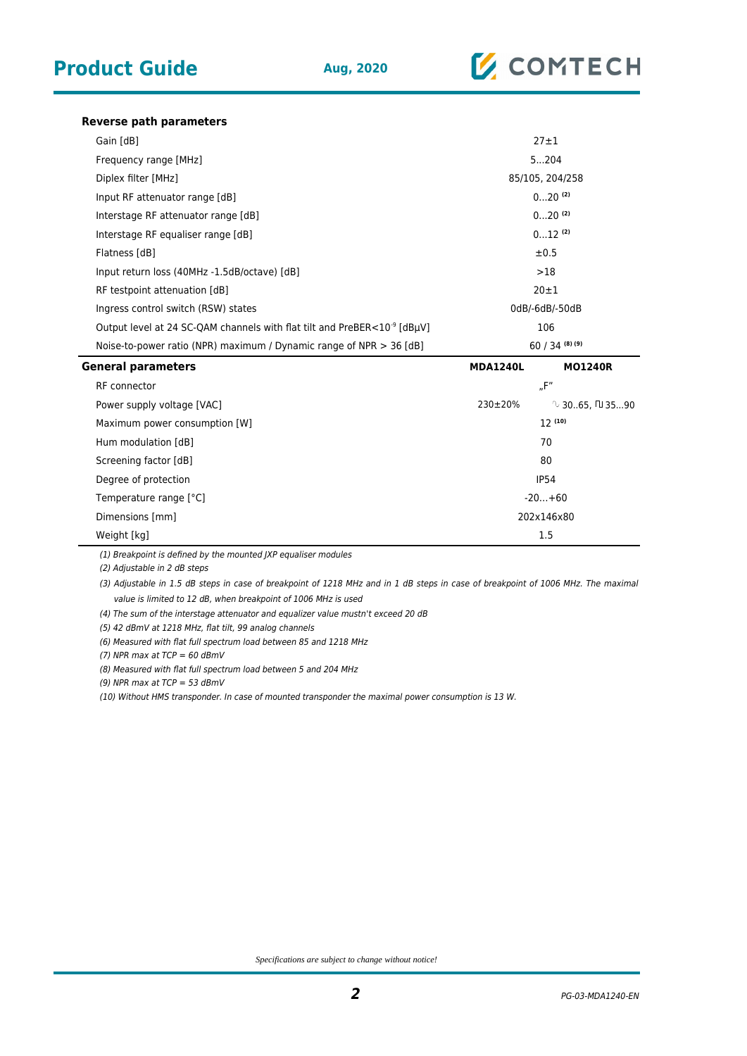| Reverse path parameters | |
|---|---|
| Gain [dB] | 27±1 |
| Frequency range [MHz] | 5…204 |
| Diplex filter [MHz] | 85/105, 204/258 |
| Input RF attenuator range [dB] | 0…20 (2) |
| Interstage RF attenuator range [dB] | 0…20 (2) |
| Interstage RF equaliser range [dB] | 0…12 (2) |
| Flatness [dB] | ±0.5 |
| Input return loss (40MHz -1.5dB/octave) [dB] | >18 |
| RF testpoint attenuation [dB] | 20±1 |
| Ingress control switch (RSW) states | 0dB/-6dB/-50dB |
| Output level at 24 SC-QAM channels with flat tilt and PreBER<$10^{-9}$ [dBμV] | 106 |
| Noise-to-power ratio (NPR) maximum / Dynamic range of NPR > 36 [dB] | 60 / 34 (8) (9) |

| General parameters | MDA1240L | MO1240R |
|---|---|---|
| RF connector | „F" | |
| Power supply voltage [VAC] | 230±20% | ∿ 30..65, ⊓⊔ 35…90 |
| Maximum power consumption [W] | 12 (10) | |
| Hum modulation [dB] | 70 | |
| Screening factor [dB] | 80 | |
| Degree of protection | IP54 | |
| Temperature range [°C] | -20…+60 | |
| Dimensions [mm] | 202x146x80 | |
| Weight [kg] | 1.5 | |

*(1) Breakpoint is defined by the mounted JXP equaliser modules*

*(2) Adjustable in 2 dB steps*

*(3) Adjustable in 1.5 dB steps in case of breakpoint of 1218 MHz and in 1 dB steps in case of breakpoint of 1006 MHz. The maximal value is limited to 12 dB, when breakpoint of 1006 MHz is used*

*(4) The sum of the interstage attenuator and equalizer value mustn't exceed 20 dB*

*(5) 42 dBmV at 1218 MHz, flat tilt, 99 analog channels*

*(6) Measured with flat full spectrum load between 85 and 1218 MHz*

*(7) NPR max at TCP = 60 dBmV*

*(8) Measured with flat full spectrum load between 5 and 204 MHz*

*(9) NPR max at TCP = 53 dBmV*

*(10) Without HMS transponder. In case of mounted transponder the maximal power consumption is 13 W.*

*Specifications are subject to change without notice!*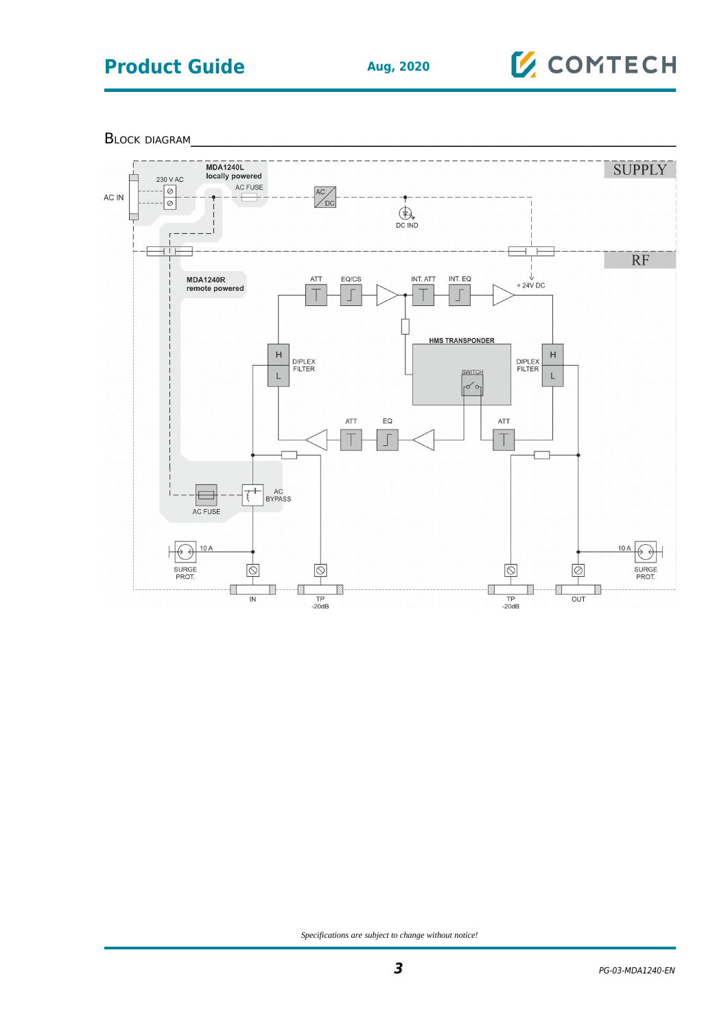## Block diagram

SUPPLY

MDA1240L
locally powered

230 V AC

AC IN

AC FUSE

AC
DC

DC IND

RF

MDA1240R
remote powered

ATT

EQ/CS

INT. ATT

INT. EQ

+ 24V DC

HMS TRANSPONDER

H

L

DIPLEX
FILTER

SWITCH

DIPLEX
FILTER

H

L

ATT

EQ

ATT

AC FUSE

AC
BYPASS

10 A

SURGE
PROT.

10 A

SURGE
PROT.

IN

TP
-20dB

TP
-20dB

OUT

*Specifications are subject to change without notice!*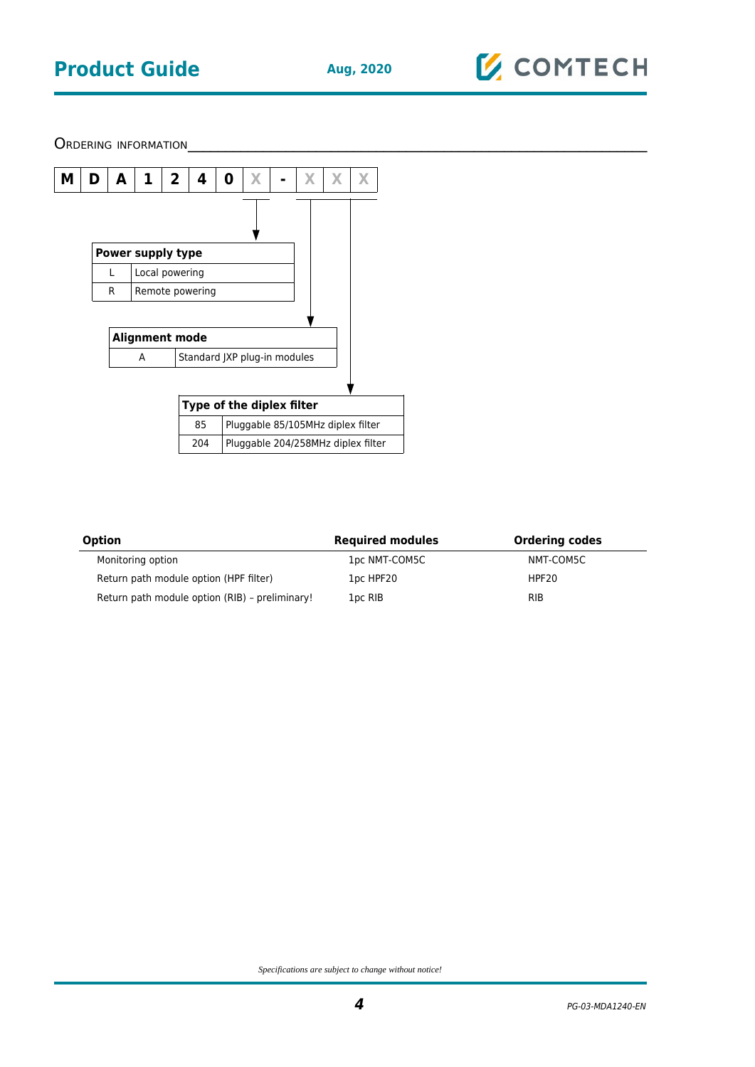## Ordering information

| M | D | A | 1 | 2 | 4 | 0 | X | - | X | X | X |
|---|---|---|---|---|---|---|---|---|---|---|---|

**Power supply type**

| | |
|---|---|
| L | Local powering |
| R | Remote powering |

**Alignment mode**

| | |
|---|---|
| A | Standard JXP plug-in modules |

**Type of the diplex filter**

| | |
|---|---|
| 85 | Pluggable 85/105MHz diplex filter |
| 204 | Pluggable 204/258MHz diplex filter |

| Option | Required modules | Ordering codes |
|---|---|---|
| Monitoring option | 1pc NMT-COM5C | NMT-COM5C |
| Return path module option (HPF filter) | 1pc HPF20 | HPF20 |
| Return path module option (RIB) – preliminary! | 1pc RIB | RIB |

*Specifications are subject to change without notice!*